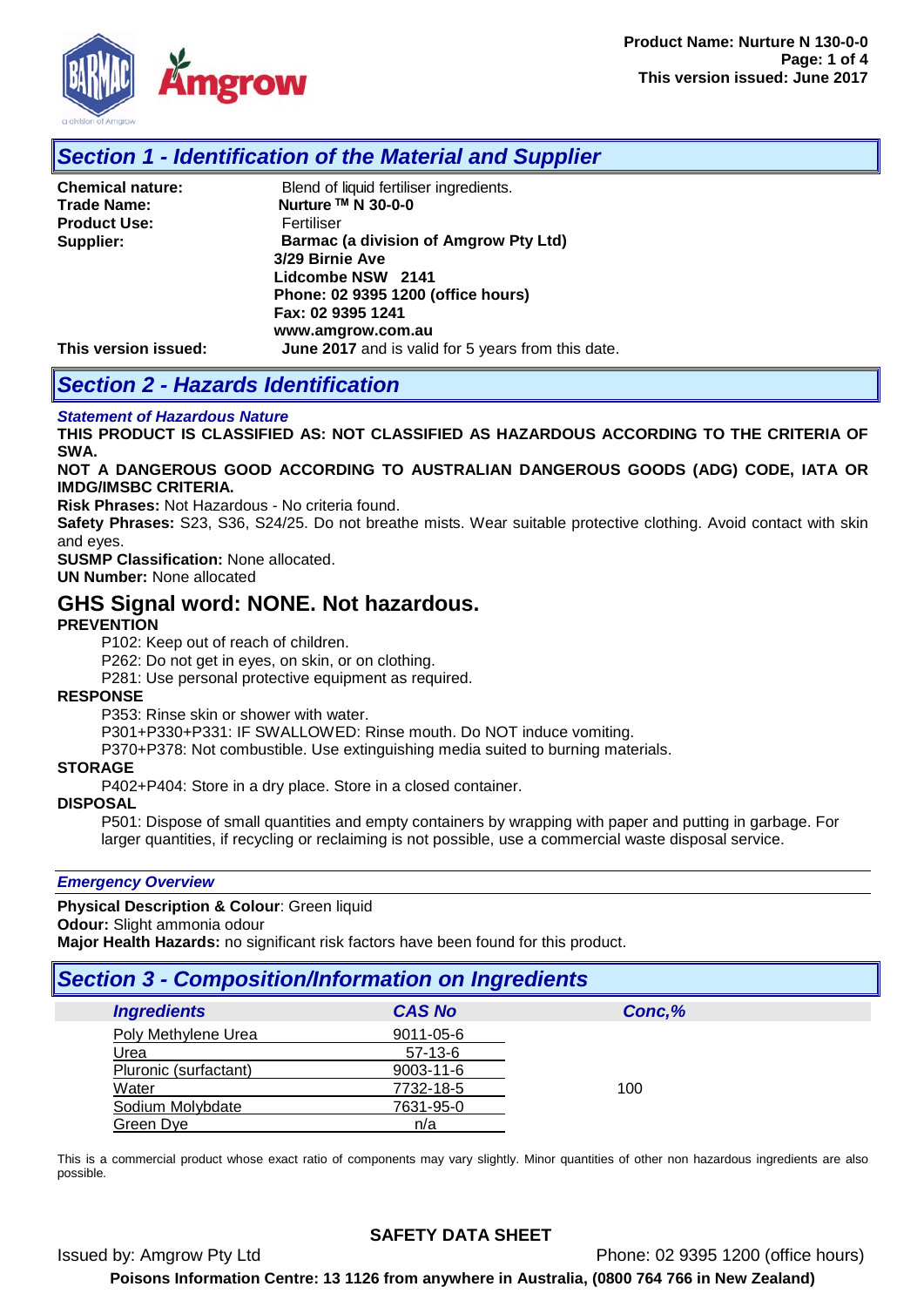## Section 1 - Identification of the Material and Supplier

**Chemical nature:** Blend of liquid fertiliser ingredients.
**Trade Name:** **Nurture ™ N 30-0-0**
**Product Use:** Fertiliser
**Supplier:** **Barmac (a division of Amgrow Pty Ltd)**
**3/29 Birnie Ave**
**Lidcombe NSW 2141**
**Phone: 02 9395 1200 (office hours)**
**Fax: 02 9395 1241**
**www.amgrow.com.au**
**This version issued:** **June 2017** and is valid for 5 years from this date.

## Section 2 - Hazards Identification

***Statement of Hazardous Nature***

**THIS PRODUCT IS CLASSIFIED AS: NOT CLASSIFIED AS HAZARDOUS ACCORDING TO THE CRITERIA OF SWA.**

**NOT A DANGEROUS GOOD ACCORDING TO AUSTRALIAN DANGEROUS GOODS (ADG) CODE, IATA OR IMDG/IMSBC CRITERIA.**

**Risk Phrases:** Not Hazardous - No criteria found.

**Safety Phrases:** S23, S36, S24/25. Do not breathe mists. Wear suitable protective clothing. Avoid contact with skin and eyes.

**SUSMP Classification:** None allocated.

**UN Number:** None allocated

## GHS Signal word: NONE. Not hazardous.

**PREVENTION**

P102: Keep out of reach of children.
P262: Do not get in eyes, on skin, or on clothing.
P281: Use personal protective equipment as required.

**RESPONSE**

P353: Rinse skin or shower with water.
P301+P330+P331: IF SWALLOWED: Rinse mouth. Do NOT induce vomiting.
P370+P378: Not combustible. Use extinguishing media suited to burning materials.

**STORAGE**

P402+P404: Store in a dry place. Store in a closed container.

**DISPOSAL**

P501: Dispose of small quantities and empty containers by wrapping with paper and putting in garbage. For larger quantities, if recycling or reclaiming is not possible, use a commercial waste disposal service.

***Emergency Overview***

**Physical Description & Colour**: Green liquid
**Odour:** Slight ammonia odour
**Major Health Hazards:** no significant risk factors have been found for this product.

## Section 3 - Composition/Information on Ingredients

| Ingredients | CAS No | Conc,% |
|---|---|---|
| Poly Methylene Urea | 9011-05-6 | |
| Urea | 57-13-6 | |
| Pluronic (surfactant) | 9003-11-6 | |
| Water | 7732-18-5 | 100 |
| Sodium Molybdate | 7631-95-0 | |
| Green Dye | n/a | |

This is a commercial product whose exact ratio of components may vary slightly. Minor quantities of other non hazardous ingredients are also possible.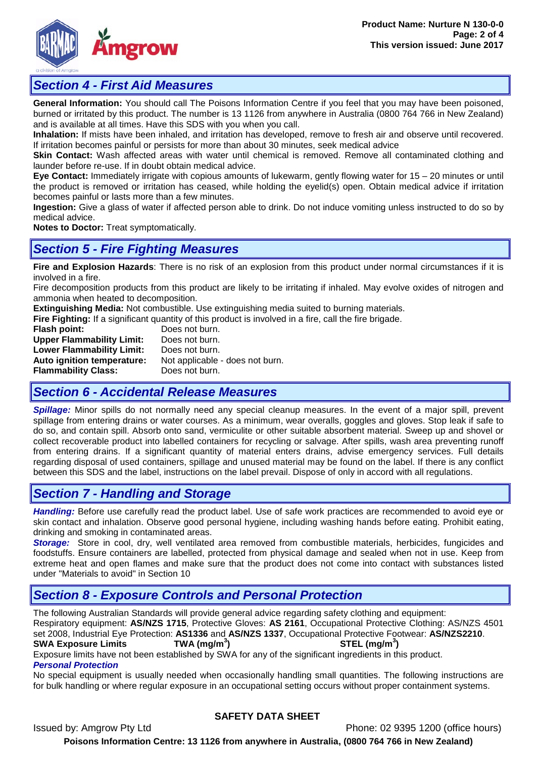## Section 4 - First Aid Measures

**General Information:** You should call The Poisons Information Centre if you feel that you may have been poisoned, burned or irritated by this product. The number is 13 1126 from anywhere in Australia (0800 764 766 in New Zealand) and is available at all times. Have this SDS with you when you call.

**Inhalation:** If mists have been inhaled, and irritation has developed, remove to fresh air and observe until recovered. If irritation becomes painful or persists for more than about 30 minutes, seek medical advice

**Skin Contact:** Wash affected areas with water until chemical is removed. Remove all contaminated clothing and launder before re-use. If in doubt obtain medical advice.

**Eye Contact:** Immediately irrigate with copious amounts of lukewarm, gently flowing water for 15 – 20 minutes or until the product is removed or irritation has ceased, while holding the eyelid(s) open. Obtain medical advice if irritation becomes painful or lasts more than a few minutes.

**Ingestion:** Give a glass of water if affected person able to drink. Do not induce vomiting unless instructed to do so by medical advice.

**Notes to Doctor:** Treat symptomatically.

## Section 5 - Fire Fighting Measures

**Fire and Explosion Hazards**: There is no risk of an explosion from this product under normal circumstances if it is involved in a fire.

Fire decomposition products from this product are likely to be irritating if inhaled. May evolve oxides of nitrogen and ammonia when heated to decomposition.

**Extinguishing Media:** Not combustible. Use extinguishing media suited to burning materials.

**Fire Fighting:** If a significant quantity of this product is involved in a fire, call the fire brigade.

| | |
|---|---|
| **Flash point:** | Does not burn. |
| **Upper Flammability Limit:** | Does not burn. |
| **Lower Flammability Limit:** | Does not burn. |
| **Auto ignition temperature:** | Not applicable - does not burn. |
| **Flammability Class:** | Does not burn. |

## Section 6 - Accidental Release Measures

***Spillage:*** Minor spills do not normally need any special cleanup measures. In the event of a major spill, prevent spillage from entering drains or water courses. As a minimum, wear overalls, goggles and gloves. Stop leak if safe to do so, and contain spill. Absorb onto sand, vermiculite or other suitable absorbent material. Sweep up and shovel or collect recoverable product into labelled containers for recycling or salvage. After spills, wash area preventing runoff from entering drains. If a significant quantity of material enters drains, advise emergency services. Full details regarding disposal of used containers, spillage and unused material may be found on the label. If there is any conflict between this SDS and the label, instructions on the label prevail. Dispose of only in accord with all regulations.

## Section 7 - Handling and Storage

***Handling:*** Before use carefully read the product label. Use of safe work practices are recommended to avoid eye or skin contact and inhalation. Observe good personal hygiene, including washing hands before eating. Prohibit eating, drinking and smoking in contaminated areas.

***Storage:*** Store in cool, dry, well ventilated area removed from combustible materials, herbicides, fungicides and foodstuffs. Ensure containers are labelled, protected from physical damage and sealed when not in use. Keep from extreme heat and open flames and make sure that the product does not come into contact with substances listed under "Materials to avoid" in Section 10

## Section 8 - Exposure Controls and Personal Protection

The following Australian Standards will provide general advice regarding safety clothing and equipment:
Respiratory equipment: **AS/NZS 1715**, Protective Gloves: **AS 2161**, Occupational Protective Clothing: AS/NZS 4501 set 2008, Industrial Eye Protection: **AS1336** and **AS/NZS 1337**, Occupational Protective Footwear: **AS/NZS2210**.

| **SWA Exposure Limits** | **TWA (mg/m$^3$)** | **STEL (mg/m$^3$)** |
|---|---|---|

Exposure limits have not been established by SWA for any of the significant ingredients in this product.

***Personal Protection***

No special equipment is usually needed when occasionally handling small quantities. The following instructions are for bulk handling or where regular exposure in an occupational setting occurs without proper containment systems.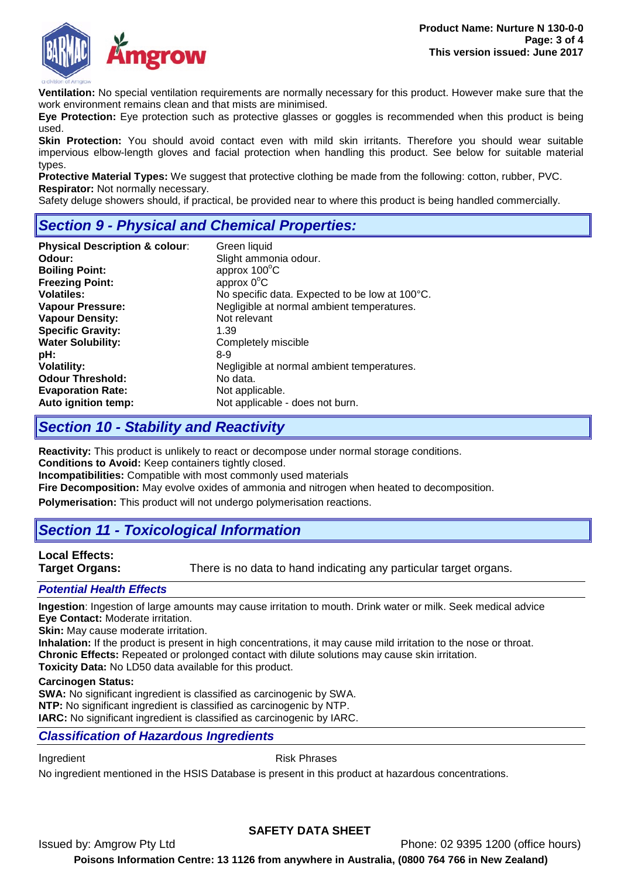**Ventilation:** No special ventilation requirements are normally necessary for this product. However make sure that the work environment remains clean and that mists are minimised.

**Eye Protection:** Eye protection such as protective glasses or goggles is recommended when this product is being used.

**Skin Protection:** You should avoid contact even with mild skin irritants. Therefore you should wear suitable impervious elbow-length gloves and facial protection when handling this product. See below for suitable material types.

**Protective Material Types:** We suggest that protective clothing be made from the following: cotton, rubber, PVC.

**Respirator:** Not normally necessary.

Safety deluge showers should, if practical, be provided near to where this product is being handled commercially.

## Section 9 - Physical and Chemical Properties:

| | |
|---|---|
| **Physical Description & colour**: | Green liquid |
| **Odour:** | Slight ammonia odour. |
| **Boiling Point:** | approx 100°C |
| **Freezing Point:** | approx 0°C |
| **Volatiles:** | No specific data. Expected to be low at 100°C. |
| **Vapour Pressure:** | Negligible at normal ambient temperatures. |
| **Vapour Density:** | Not relevant |
| **Specific Gravity:** | 1.39 |
| **Water Solubility:** | Completely miscible |
| **pH:** | 8-9 |
| **Volatility:** | Negligible at normal ambient temperatures. |
| **Odour Threshold:** | No data. |
| **Evaporation Rate:** | Not applicable. |
| **Auto ignition temp:** | Not applicable - does not burn. |

## Section 10 - Stability and Reactivity

**Reactivity:** This product is unlikely to react or decompose under normal storage conditions.

**Conditions to Avoid:** Keep containers tightly closed.

**Incompatibilities:** Compatible with most commonly used materials

**Fire Decomposition:** May evolve oxides of ammonia and nitrogen when heated to decomposition.

**Polymerisation:** This product will not undergo polymerisation reactions.

## Section 11 - Toxicological Information

**Local Effects:**

**Target Organs:** There is no data to hand indicating any particular target organs.

### Potential Health Effects

**Ingestion**: Ingestion of large amounts may cause irritation to mouth. Drink water or milk. Seek medical advice

**Eye Contact:** Moderate irritation.

**Skin:** May cause moderate irritation.

**Inhalation:** If the product is present in high concentrations, it may cause mild irritation to the nose or throat.

**Chronic Effects:** Repeated or prolonged contact with dilute solutions may cause skin irritation.

**Toxicity Data:** No LD50 data available for this product.

**Carcinogen Status:**

**SWA:** No significant ingredient is classified as carcinogenic by SWA.

**NTP:** No significant ingredient is classified as carcinogenic by NTP.

**IARC:** No significant ingredient is classified as carcinogenic by IARC.

### Classification of Hazardous Ingredients

| Ingredient | Risk Phrases |
|---|---|

No ingredient mentioned in the HSIS Database is present in this product at hazardous concentrations.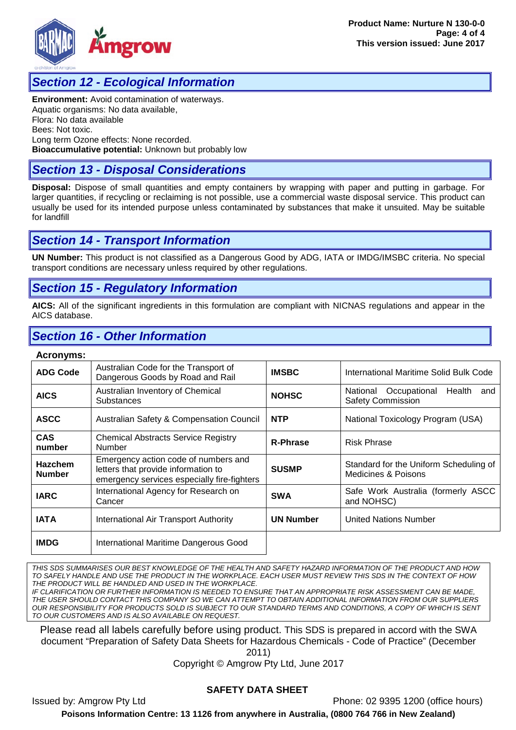## Section 12 - Ecological Information

**Environment:** Avoid contamination of waterways.
Aquatic organisms: No data available,
Flora: No data available
Bees: Not toxic.
Long term Ozone effects: None recorded.
**Bioaccumulative potential:** Unknown but probably low

## Section 13 - Disposal Considerations

**Disposal:** Dispose of small quantities and empty containers by wrapping with paper and putting in garbage. For larger quantities, if recycling or reclaiming is not possible, use a commercial waste disposal service. This product can usually be used for its intended purpose unless contaminated by substances that make it unsuited. May be suitable for landfill

## Section 14 - Transport Information

**UN Number:** This product is not classified as a Dangerous Good by ADG, IATA or IMDG/IMSBC criteria. No special transport conditions are necessary unless required by other regulations.

## Section 15 - Regulatory Information

**AICS:** All of the significant ingredients in this formulation are compliant with NICNAS regulations and appear in the AICS database.

## Section 16 - Other Information

**Acronyms:**

| | | | |
|---|---|---|---|
| **ADG Code** | Australian Code for the Transport of Dangerous Goods by Road and Rail | **IMSBC** | International Maritime Solid Bulk Code |
| **AICS** | Australian Inventory of Chemical Substances | **NOHSC** | National Occupational Health and Safety Commission |
| **ASCC** | Australian Safety & Compensation Council | **NTP** | National Toxicology Program (USA) |
| **CAS number** | Chemical Abstracts Service Registry Number | **R-Phrase** | Risk Phrase |
| **Hazchem Number** | Emergency action code of numbers and letters that provide information to emergency services especially fire-fighters | **SUSMP** | Standard for the Uniform Scheduling of Medicines & Poisons |
| **IARC** | International Agency for Research on Cancer | **SWA** | Safe Work Australia (formerly ASCC and NOHSC) |
| **IATA** | International Air Transport Authority | **UN Number** | United Nations Number |
| **IMDG** | International Maritime Dangerous Good | | |

*THIS SDS SUMMARISES OUR BEST KNOWLEDGE OF THE HEALTH AND SAFETY HAZARD INFORMATION OF THE PRODUCT AND HOW TO SAFELY HANDLE AND USE THE PRODUCT IN THE WORKPLACE. EACH USER MUST REVIEW THIS SDS IN THE CONTEXT OF HOW THE PRODUCT WILL BE HANDLED AND USED IN THE WORKPLACE.*
*IF CLARIFICATION OR FURTHER INFORMATION IS NEEDED TO ENSURE THAT AN APPROPRIATE RISK ASSESSMENT CAN BE MADE, THE USER SHOULD CONTACT THIS COMPANY SO WE CAN ATTEMPT TO OBTAIN ADDITIONAL INFORMATION FROM OUR SUPPLIERS OUR RESPONSIBILITY FOR PRODUCTS SOLD IS SUBJECT TO OUR STANDARD TERMS AND CONDITIONS, A COPY OF WHICH IS SENT TO OUR CUSTOMERS AND IS ALSO AVAILABLE ON REQUEST.*

Please read all labels carefully before using product. This SDS is prepared in accord with the SWA document "Preparation of Safety Data Sheets for Hazardous Chemicals - Code of Practice" (December 2011)

Copyright © Amgrow Pty Ltd, June 2017

**SAFETY DATA SHEET**

Issued by: Amgrow Pty Ltd Phone: 02 9395 1200 (office hours)

**Poisons Information Centre: 13 1126 from anywhere in Australia, (0800 764 766 in New Zealand)**